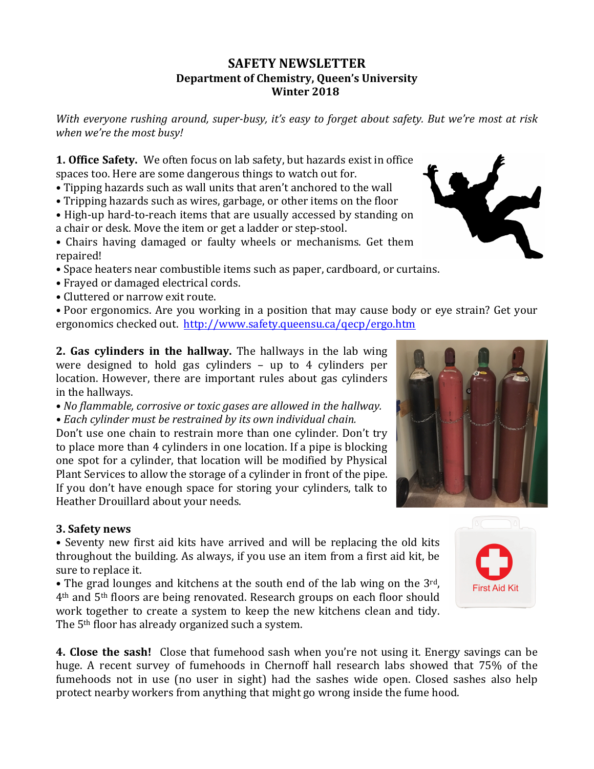# SAFETY NEWSLETTER

## Department of Chemistry, Queen's University

## Winter 2018

*With everyone rushing around, super-busy, it's easy to forget about safety. But we're most at risk when we're the most busy!*

**1. Office Safety.** We often focus on lab safety, but hazards exist in office spaces too. Here are some dangerous things to watch out for.

- Tipping hazards such as wall units that aren't anchored to the wall
- Tripping hazards such as wires, garbage, or other items on the floor
- High-up hard-to-reach items that are usually accessed by standing on a chair or desk. Move the item or get a ladder or step-stool.
- Chairs having damaged or faulty wheels or mechanisms. Get them repaired!
- Space heaters near combustible items such as paper, cardboard, or curtains.
- Frayed or damaged electrical cords.
- Cluttered or narrow exit route.
- Poor ergonomics. Are you working in a position that may cause body or eye strain? Get your ergonomics checked out. http://www.safety.queensu.ca/qecp/ergo.htm

**2. Gas cylinders in the hallway.** The hallways in the lab wing were designed to hold gas cylinders – up to 4 cylinders per location. However, there are important rules about gas cylinders in the hallway.

- *No flammable, corrosive or toxic gases are allowed in the hallway.*
- *Each cylinder must be restrained by its own individual chain.*

Don't use one chain to restrain more than one cylinder. Don't try to place more than 4 cylinders in one location. If a pipe is blocking one spot for a cylinder, that location will be modified by Physical Plant Services to allow the storage of a cylinder in front of the pipe. If you don't have enough space for storing your cylinders, talk to Heather Drouillard about your needs.

**3. Safety news**

- Seventy new first aid kits have arrived and will be replacing the old kits throughout the building. As always, if you use an item from a first aid kit, be sure to replace it.
- The grad lounges and kitchens at the south end of the lab wing on the 3rd, 4th and 5th floors are being renovated. Research groups on each floor should work together to create a system to keep the new kitchens clean and tidy. The 5th floor has already organized such a system.

**4. Close the sash!** Close that fumehood sash when you're not using it. Energy savings can be huge. A recent survey of fumehoods in Chernoff hall research labs showed that 75% of the fumehoods not in use (no user in sight) had the sashes wide open. Closed sashes also help protect nearby workers from anything that might go wrong inside the fume hood.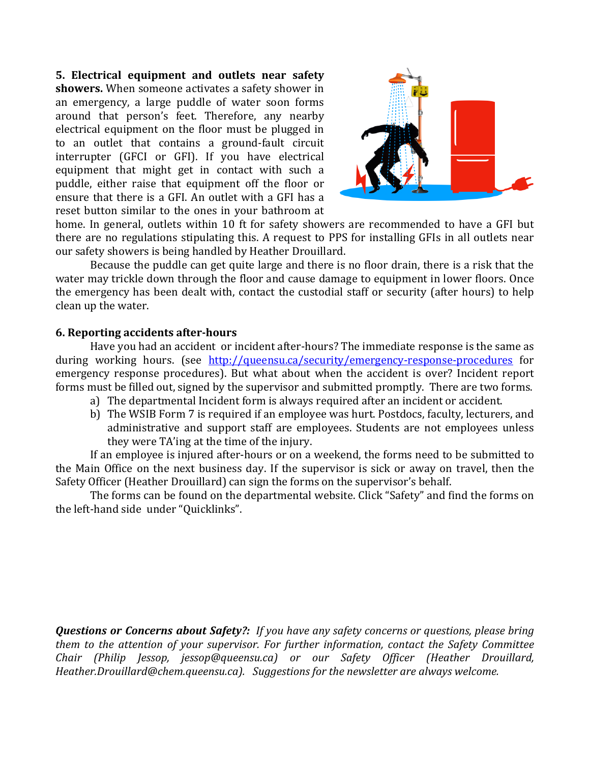**5. Electrical equipment and outlets near safety showers.** When someone activates a safety shower in an emergency, a large puddle of water soon forms around that person's feet. Therefore, any nearby electrical equipment on the floor must be plugged in to an outlet that contains a ground-fault circuit interrupter (GFCI or GFI). If you have electrical equipment that might get in contact with such a puddle, either raise that equipment off the floor or ensure that there is a GFI. An outlet with a GFI has a reset button similar to the ones in your bathroom at home. In general, outlets within 10 ft for safety showers are recommended to have a GFI but there are no regulations stipulating this. A request to PPS for installing GFIs in all outlets near our safety showers is being handled by Heather Drouillard.

Because the puddle can get quite large and there is no floor drain, there is a risk that the water may trickle down through the floor and cause damage to equipment in lower floors. Once the emergency has been dealt with, contact the custodial staff or security (after hours) to help clean up the water.

**6. Reporting accidents after-hours**

Have you had an accident or incident after-hours? The immediate response is the same as during working hours. (see http://queensu.ca/security/emergency-response-procedures for emergency response procedures). But what about when the accident is over? Incident report forms must be filled out, signed by the supervisor and submitted promptly. There are two forms.

a) The departmental Incident form is always required after an incident or accident.
b) The WSIB Form 7 is required if an employee was hurt. Postdocs, faculty, lecturers, and administrative and support staff are employees. Students are not employees unless they were TA'ing at the time of the injury.

If an employee is injured after-hours or on a weekend, the forms need to be submitted to the Main Office on the next business day. If the supervisor is sick or away on travel, then the Safety Officer (Heather Drouillard) can sign the forms on the supervisor's behalf.

The forms can be found on the departmental website. Click "Safety" and find the forms on the left-hand side under "Quicklinks".

***Questions or Concerns about Safety?:*** *If you have any safety concerns or questions, please bring them to the attention of your supervisor. For further information, contact the Safety Committee Chair (Philip Jessop, jessop@queensu.ca) or our Safety Officer (Heather Drouillard, Heather.Drouillard@chem.queensu.ca). Suggestions for the newsletter are always welcome.*